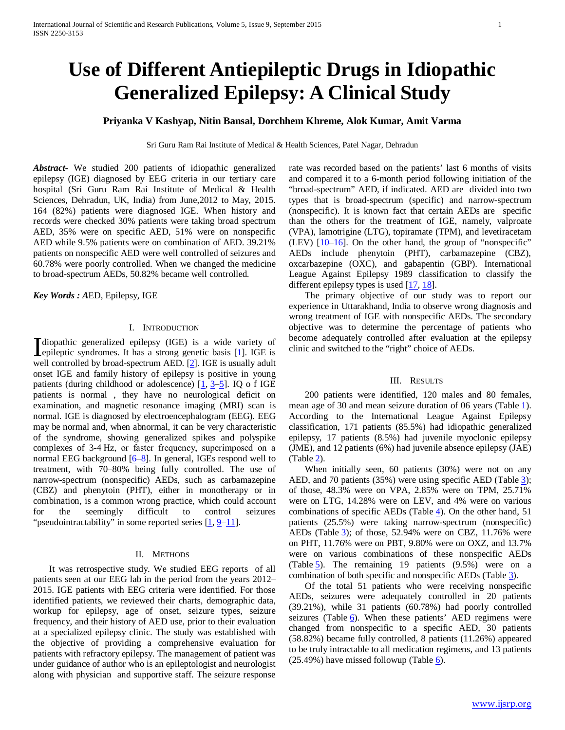# Use of Different Antiepileptic Drugs in Idiopathic Generalized Epilepsy: A Clinical Study

**Priyanka V Kashyap, Nitin Bansal, Dorchhem Khreme, Alok Kumar, Amit Varma**

Sri Guru Ram Rai Institute of Medical & Health Sciences, Patel Nagar, Dehradun

***Abstract*-** We studied 200 patients of idiopathic generalized epilepsy (IGE) diagnosed by EEG criteria in our tertiary care hospital (Sri Guru Ram Rai Institute of Medical & Health Sciences, Dehradun, UK, India) from June,2012 to May, 2015. 164 (82%) patients were diagnosed IGE. When history and records were checked 30% patients were taking broad spectrum AED, 35% were on specific AED, 51% were on nonspecific AED while 9.5% patients were on combination of AED. 39.21% patients on nonspecific AED were well controlled of seizures and 60.78% were poorly controlled. When we changed the medicine to broad-spectrum AEDs, 50.82% became well controlled.

***Key Words : A*ED, Epilepsy, IGE**

## I. Introduction

Idiopathic generalized epilepsy (IGE) is a wide variety of epileptic syndromes. It has a strong genetic basis [1]. IGE is well controlled by broad-spectrum AED. [2]. IGE is usually adult onset IGE and family history of epilepsy is positive in young patients (during childhood or adolescence) [1, 3–5]. IQ o f IGE patients is normal , they have no neurological deficit on examination, and magnetic resonance imaging (MRI) scan is normal. IGE is diagnosed by electroencephalogram (EEG). EEG may be normal and, when abnormal, it can be very characteristic of the syndrome, showing generalized spikes and polyspike complexes of 3-4 Hz, or faster frequency, superimposed on a normal EEG background [6–8]. In general, IGEs respond well to treatment, with 70–80% being fully controlled. The use of narrow-spectrum (nonspecific) AEDs, such as carbamazepine (CBZ) and phenytoin (PHT), either in monotherapy or in combination, is a common wrong practice, which could account for the seemingly difficult to control seizures "pseudointractability" in some reported series [1, 9–11].

## II. Methods

It was retrospective study. We studied EEG reports of all patients seen at our EEG lab in the period from the years 2012–2015. IGE patients with EEG criteria were identified. For those identified patients, we reviewed their charts, demographic data, workup for epilepsy, age of onset, seizure types, seizure frequency, and their history of AED use, prior to their evaluation at a specialized epilepsy clinic. The study was established with the objective of providing a comprehensive evaluation for patients with refractory epilepsy. The management of patient was under guidance of author who is an epileptologist and neurologist along with physician and supportive staff. The seizure response rate was recorded based on the patients' last 6 months of visits and compared it to a 6-month period following initiation of the "broad-spectrum" AED, if indicated. AED are divided into two types that is broad-spectrum (specific) and narrow-spectrum (nonspecific). It is known fact that certain AEDs are specific than the others for the treatment of IGE, namely, valproate (VPA), lamotrigine (LTG), topiramate (TPM), and levetiracetam (LEV) [10–16]. On the other hand, the group of "nonspecific" AEDs include phenytoin (PHT), carbamazepine (CBZ), oxcarbazepine (OXC), and gabapentin (GBP). International League Against Epilepsy 1989 classification to classify the different epilepsy types is used [17, 18].

The primary objective of our study was to report our experience in Uttarakhand, India to observe wrong diagnosis and wrong treatment of IGE with nonspecific AEDs. The secondary objective was to determine the percentage of patients who become adequately controlled after evaluation at the epilepsy clinic and switched to the "right" choice of AEDs.

## III. Results

200 patients were identified, 120 males and 80 females, mean age of 30 and mean seizure duration of 06 years (Table 1). According to the International League Against Epilepsy classification, 171 patients (85.5%) had idiopathic generalized epilepsy, 17 patients (8.5%) had juvenile myoclonic epilepsy (JME), and 12 patients (6%) had juvenile absence epilepsy (JAE) (Table 2).

When initially seen, 60 patients (30%) were not on any AED, and 70 patients (35%) were using specific AED (Table 3); of those, 48.3% were on VPA, 2.85% were on TPM, 25.71% were on LTG, 14.28% were on LEV, and 4% were on various combinations of specific AEDs (Table 4). On the other hand, 51 patients (25.5%) were taking narrow-spectrum (nonspecific) AEDs (Table 3); of those, 52.94% were on CBZ, 11.76% were on PHT, 11.76% were on PBT, 9.80% were on OXZ, and 13.7% were on various combinations of these nonspecific AEDs (Table 5). The remaining 19 patients (9.5%) were on a combination of both specific and nonspecific AEDs (Table 3).

Of the total 51 patients who were receiving nonspecific AEDs, seizures were adequately controlled in 20 patients (39.21%), while 31 patients (60.78%) had poorly controlled seizures (Table 6). When these patients' AED regimens were changed from nonspecific to a specific AED, 30 patients (58.82%) became fully controlled, 8 patients (11.26%) appeared to be truly intractable to all medication regimens, and 13 patients (25.49%) have missed followup (Table 6).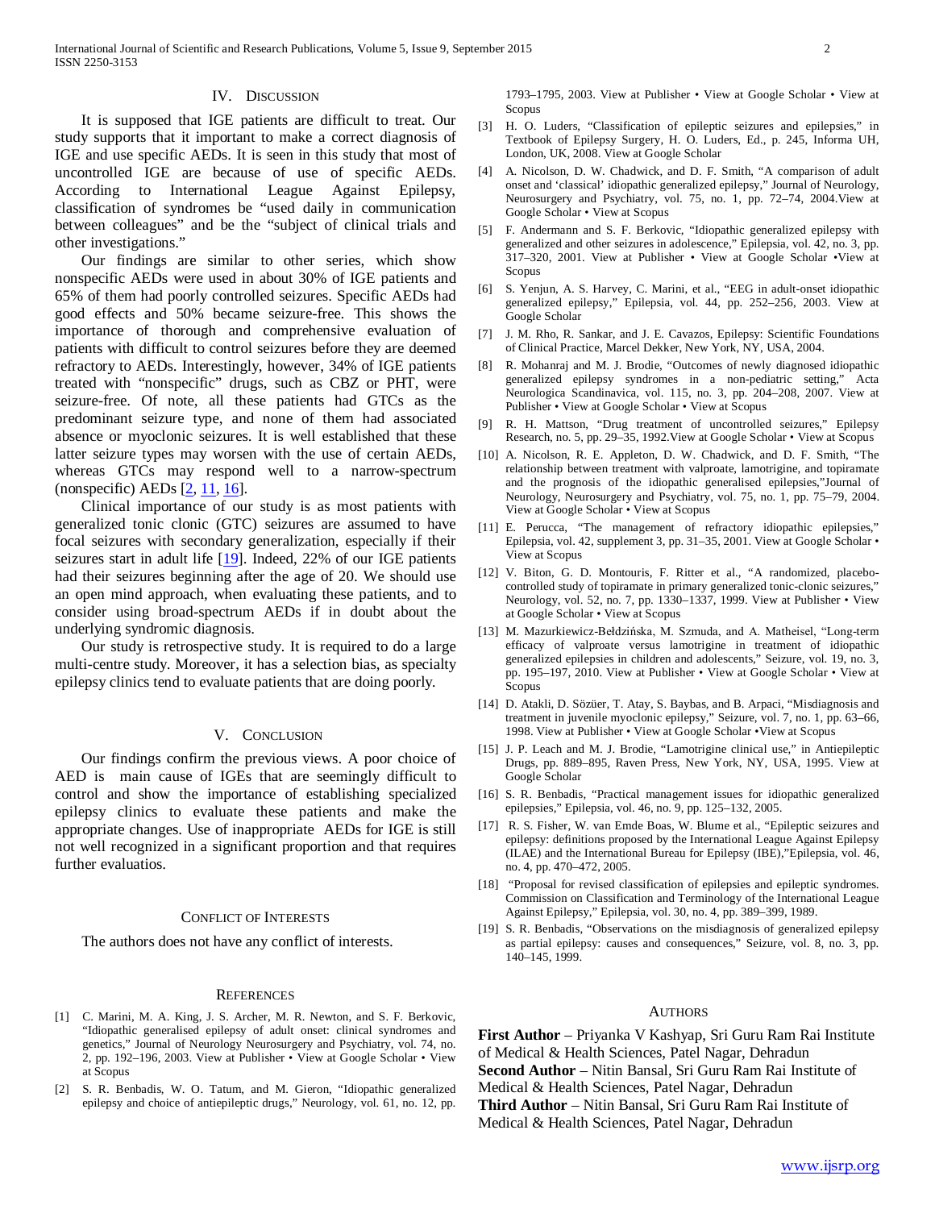## IV. Discussion

It is supposed that IGE patients are difficult to treat. Our study supports that it important to make a correct diagnosis of IGE and use specific AEDs. It is seen in this study that most of uncontrolled IGE are because of use of specific AEDs. According to International League Against Epilepsy, classification of syndromes be "used daily in communication between colleagues" and be the "subject of clinical trials and other investigations."

Our findings are similar to other series, which show nonspecific AEDs were used in about 30% of IGE patients and 65% of them had poorly controlled seizures. Specific AEDs had good effects and 50% became seizure-free. This shows the importance of thorough and comprehensive evaluation of patients with difficult to control seizures before they are deemed refractory to AEDs. Interestingly, however, 34% of IGE patients treated with "nonspecific" drugs, such as CBZ or PHT, were seizure-free. Of note, all these patients had GTCs as the predominant seizure type, and none of them had associated absence or myoclonic seizures. It is well established that these latter seizure types may worsen with the use of certain AEDs, whereas GTCs may respond well to a narrow-spectrum (nonspecific) AEDs [2, 11, 16].

Clinical importance of our study is as most patients with generalized tonic clonic (GTC) seizures are assumed to have focal seizures with secondary generalization, especially if their seizures start in adult life [19]. Indeed, 22% of our IGE patients had their seizures beginning after the age of 20. We should use an open mind approach, when evaluating these patients, and to consider using broad-spectrum AEDs if in doubt about the underlying syndromic diagnosis.

Our study is retrospective study. It is required to do a large multi-centre study. Moreover, it has a selection bias, as specialty epilepsy clinics tend to evaluate patients that are doing poorly.

## V. Conclusion

Our findings confirm the previous views. A poor choice of AED is main cause of IGEs that are seemingly difficult to control and show the importance of establishing specialized epilepsy clinics to evaluate these patients and make the appropriate changes. Use of inappropriate AEDs for IGE is still not well recognized in a significant proportion and that requires further evaluatios.

## Conflict of Interests

The authors does not have any conflict of interests.

## References

[1] C. Marini, M. A. King, J. S. Archer, M. R. Newton, and S. F. Berkovic, "Idiopathic generalised epilepsy of adult onset: clinical syndromes and genetics," Journal of Neurology Neurosurgery and Psychiatry, vol. 74, no. 2, pp. 192–196, 2003. View at Publisher • View at Google Scholar • View at Scopus

[2] S. R. Benbadis, W. O. Tatum, and M. Gieron, "Idiopathic generalized epilepsy and choice of antiepileptic drugs," Neurology, vol. 61, no. 12, pp. 1793–1795, 2003. View at Publisher • View at Google Scholar • View at Scopus

[3] H. O. Luders, "Classification of epileptic seizures and epilepsies," in Textbook of Epilepsy Surgery, H. O. Luders, Ed., p. 245, Informa UH, London, UK, 2008. View at Google Scholar

[4] A. Nicolson, D. W. Chadwick, and D. F. Smith, "A comparison of adult onset and 'classical' idiopathic generalized epilepsy," Journal of Neurology, Neurosurgery and Psychiatry, vol. 75, no. 1, pp. 72–74, 2004.View at Google Scholar • View at Scopus

[5] F. Andermann and S. F. Berkovic, "Idiopathic generalized epilepsy with generalized and other seizures in adolescence," Epilepsia, vol. 42, no. 3, pp. 317–320, 2001. View at Publisher • View at Google Scholar •View at Scopus

[6] S. Yenjun, A. S. Harvey, C. Marini, et al., "EEG in adult-onset idiopathic generalized epilepsy," Epilepsia, vol. 44, pp. 252–256, 2003. View at Google Scholar

[7] J. M. Rho, R. Sankar, and J. E. Cavazos, Epilepsy: Scientific Foundations of Clinical Practice, Marcel Dekker, New York, NY, USA, 2004.

[8] R. Mohanraj and M. J. Brodie, "Outcomes of newly diagnosed idiopathic generalized epilepsy syndromes in a non-pediatric setting," Acta Neurologica Scandinavica, vol. 115, no. 3, pp. 204–208, 2007. View at Publisher • View at Google Scholar • View at Scopus

[9] R. H. Mattson, "Drug treatment of uncontrolled seizures," Epilepsy Research, no. 5, pp. 29–35, 1992.View at Google Scholar • View at Scopus

[10] A. Nicolson, R. E. Appleton, D. W. Chadwick, and D. F. Smith, "The relationship between treatment with valproate, lamotrigine, and topiramate and the prognosis of the idiopathic generalised epilepsies,"Journal of Neurology, Neurosurgery and Psychiatry, vol. 75, no. 1, pp. 75–79, 2004. View at Google Scholar • View at Scopus

[11] E. Perucca, "The management of refractory idiopathic epilepsies," Epilepsia, vol. 42, supplement 3, pp. 31–35, 2001. View at Google Scholar • View at Scopus

[12] V. Biton, G. D. Montouris, F. Ritter et al., "A randomized, placebo-controlled study of topiramate in primary generalized tonic-clonic seizures," Neurology, vol. 52, no. 7, pp. 1330–1337, 1999. View at Publisher • View at Google Scholar • View at Scopus

[13] M. Mazurkiewicz-Bełdzińska, M. Szmuda, and A. Matheisel, "Long-term efficacy of valproate versus lamotrigine in treatment of idiopathic generalized epilepsies in children and adolescents," Seizure, vol. 19, no. 3, pp. 195–197, 2010. View at Publisher • View at Google Scholar • View at Scopus

[14] D. Atakli, D. Sözüer, T. Atay, S. Baybas, and B. Arpaci, "Misdiagnosis and treatment in juvenile myoclonic epilepsy," Seizure, vol. 7, no. 1, pp. 63–66, 1998. View at Publisher • View at Google Scholar •View at Scopus

[15] J. P. Leach and M. J. Brodie, "Lamotrigine clinical use," in Antiepileptic Drugs, pp. 889–895, Raven Press, New York, NY, USA, 1995. View at Google Scholar

[16] S. R. Benbadis, "Practical management issues for idiopathic generalized epilepsies," Epilepsia, vol. 46, no. 9, pp. 125–132, 2005.

[17] R. S. Fisher, W. van Emde Boas, W. Blume et al., "Epileptic seizures and epilepsy: definitions proposed by the International League Against Epilepsy (ILAE) and the International Bureau for Epilepsy (IBE),"Epilepsia, vol. 46, no. 4, pp. 470–472, 2005.

[18] "Proposal for revised classification of epilepsies and epileptic syndromes. Commission on Classification and Terminology of the International League Against Epilepsy," Epilepsia, vol. 30, no. 4, pp. 389–399, 1989.

[19] S. R. Benbadis, "Observations on the misdiagnosis of generalized epilepsy as partial epilepsy: causes and consequences," Seizure, vol. 8, no. 3, pp. 140–145, 1999.

## Authors

**First Author** – Priyanka V Kashyap, Sri Guru Ram Rai Institute of Medical & Health Sciences, Patel Nagar, Dehradun
**Second Author** – Nitin Bansal, Sri Guru Ram Rai Institute of Medical & Health Sciences, Patel Nagar, Dehradun
**Third Author** – Nitin Bansal, Sri Guru Ram Rai Institute of Medical & Health Sciences, Patel Nagar, Dehradun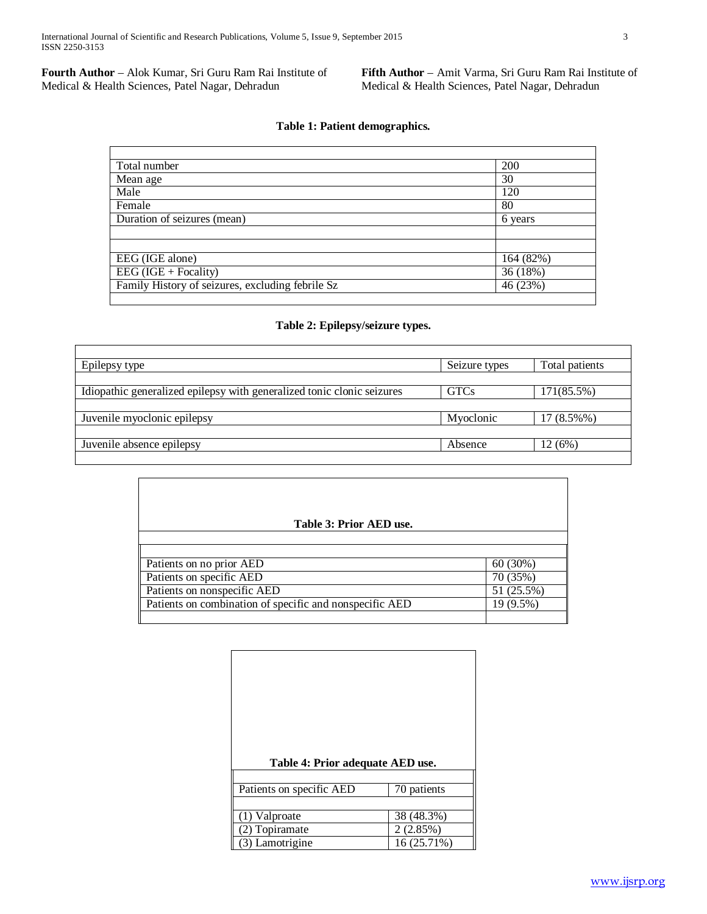**Fourth Author** – Alok Kumar, Sri Guru Ram Rai Institute of Medical & Health Sciences, Patel Nagar, Dehradun

**Fifth Author** – Amit Varma, Sri Guru Ram Rai Institute of Medical & Health Sciences, Patel Nagar, Dehradun

**Table 1: Patient demographics.**

| | |
|---|---|
| Total number | 200 |
| Mean age | 30 |
| Male | 120 |
| Female | 80 |
| Duration of seizures (mean) | 6 years |
| | |
| | |
| EEG (IGE alone) | 164 (82%) |
| EEG (IGE + Focality) | 36 (18%) |
| Family History of seizures, excluding febrile Sz | 46 (23%) |

**Table 2: Epilepsy/seizure types.**

| Epilepsy type | Seizure types | Total patients |
|---|---|---|
| Idiopathic generalized epilepsy with generalized tonic clonic seizures | GTCs | 171(85.5%) |
| Juvenile myoclonic epilepsy | Myoclonic | 17 (8.5%%) |
| Juvenile absence epilepsy | Absence | 12 (6%) |

**Table 3: Prior AED use.**

| | |
|---|---|
| Patients on no prior AED | 60 (30%) |
| Patients on specific AED | 70 (35%) |
| Patients on nonspecific AED | 51 (25.5%) |
| Patients on combination of specific and nonspecific AED | 19 (9.5%) |

**Table 4: Prior adequate AED use.**

| | |
|---|---|
| Patients on specific AED | 70 patients |
| | |
| (1) Valproate | 38 (48.3%) |
| (2) Topiramate | 2 (2.85%) |
| (3) Lamotrigine | 16 (25.71%) |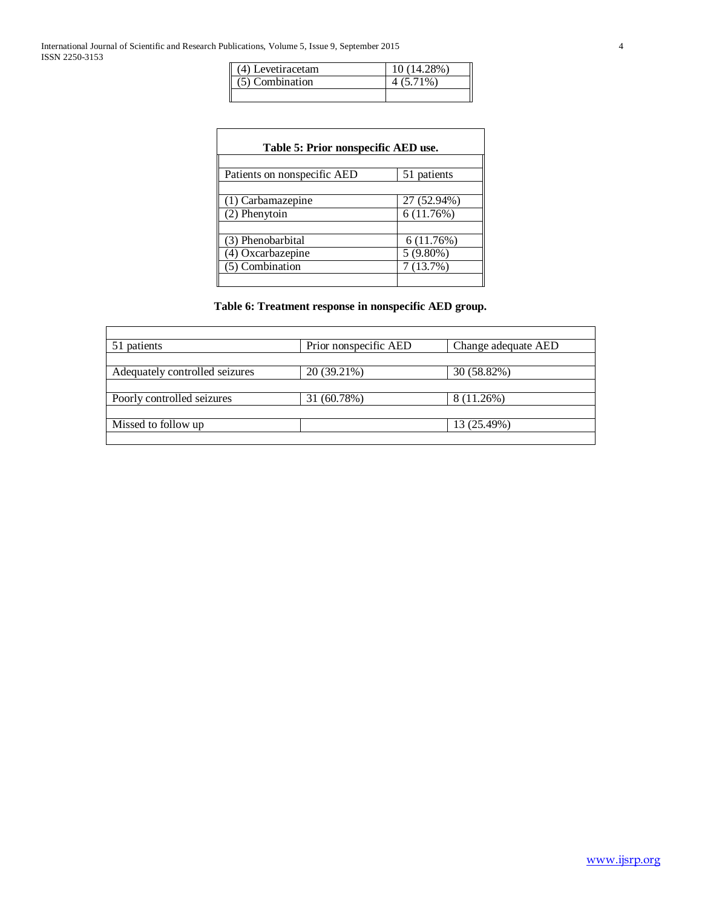| | |
|---|---|
| (4) Levetiracetam | 10 (14.28%) |
| (5) Combination | 4 (5.71%) |
| | |

**Table 5: Prior nonspecific AED use.**

| | |
|---|---|
| Patients on nonspecific AED | 51 patients |
| | |
| (1) Carbamazepine | 27 (52.94%) |
| (2) Phenytoin | 6 (11.76%) |
| | |
| (3) Phenobarbital | 6 (11.76%) |
| (4) Oxcarbazepine | 5 (9.80%) |
| (5) Combination | 7 (13.7%) |
| | |

**Table 6: Treatment response in nonspecific AED group.**

| 51 patients | Prior nonspecific AED | Change adequate AED |
|---|---|---|
| | | |
| Adequately controlled seizures | 20 (39.21%) | 30 (58.82%) |
| | | |
| Poorly controlled seizures | 31 (60.78%) | 8 (11.26%) |
| | | |
| Missed to follow up | | 13 (25.49%) |
| | | |